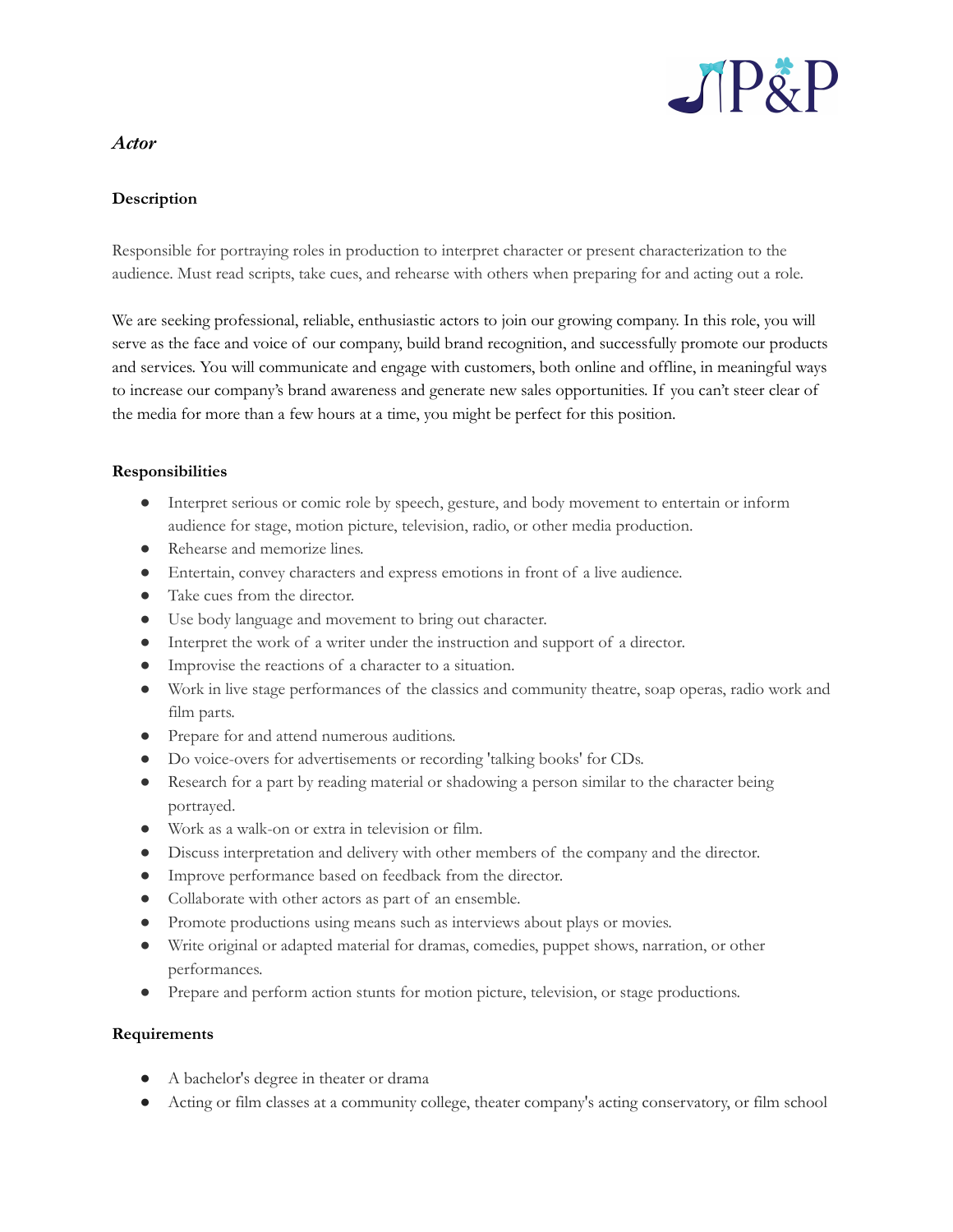P&P

*Actor*

**Description**

Responsible for portraying roles in production to interpret character or present characterization to the audience. Must read scripts, take cues, and rehearse with others when preparing for and acting out a role.

We are seeking professional, reliable, enthusiastic actors to join our growing company. In this role, you will serve as the face and voice of our company, build brand recognition, and successfully promote our products and services. You will communicate and engage with customers, both online and offline, in meaningful ways to increase our company's brand awareness and generate new sales opportunities. If you can't steer clear of the media for more than a few hours at a time, you might be perfect for this position.

**Responsibilities**

- Interpret serious or comic role by speech, gesture, and body movement to entertain or inform audience for stage, motion picture, television, radio, or other media production.
- Rehearse and memorize lines.
- Entertain, convey characters and express emotions in front of a live audience.
- Take cues from the director.
- Use body language and movement to bring out character.
- Interpret the work of a writer under the instruction and support of a director.
- Improvise the reactions of a character to a situation.
- Work in live stage performances of the classics and community theatre, soap operas, radio work and film parts.
- Prepare for and attend numerous auditions.
- Do voice-overs for advertisements or recording 'talking books' for CDs.
- Research for a part by reading material or shadowing a person similar to the character being portrayed.
- Work as a walk-on or extra in television or film.
- Discuss interpretation and delivery with other members of the company and the director.
- Improve performance based on feedback from the director.
- Collaborate with other actors as part of an ensemble.
- Promote productions using means such as interviews about plays or movies.
- Write original or adapted material for dramas, comedies, puppet shows, narration, or other performances.
- Prepare and perform action stunts for motion picture, television, or stage productions.

**Requirements**

- A bachelor's degree in theater or drama
- Acting or film classes at a community college, theater company's acting conservatory, or film school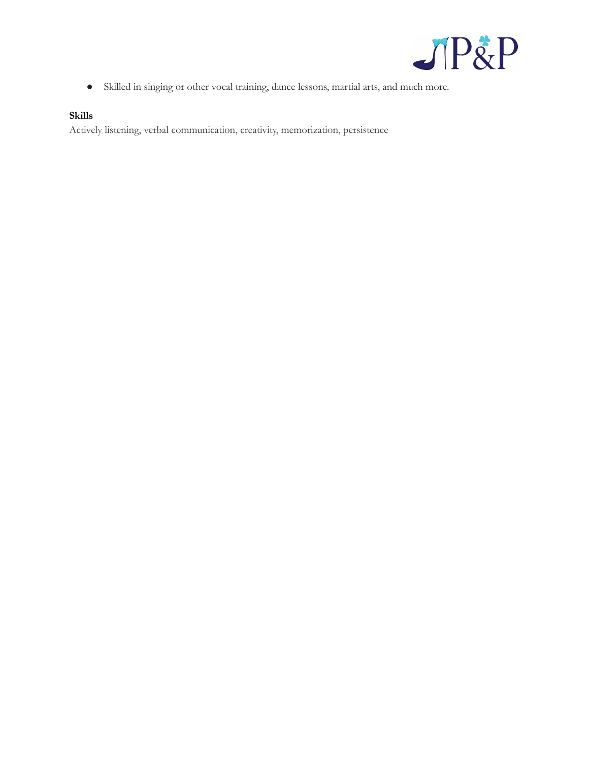- Skilled in singing or other vocal training, dance lessons, martial arts, and much more.

**Skills**

Actively listening, verbal communication, creativity, memorization, persistence